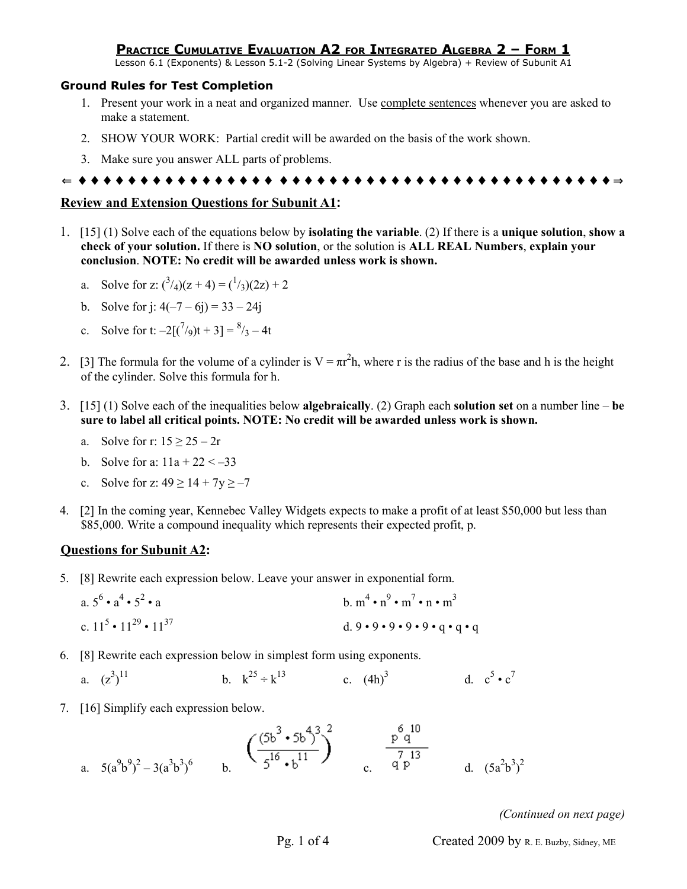# PRACTICE CUMULATIVE EVALUATION A2 FOR INTEGRATED ALGEBRA 2 – FORM 1

Lesson 6.1 (Exponents) & Lesson 5.1-2 (Solving Linear Systems by Algebra) + Review of Subunit A1

### Ground Rules for Test Completion

1. Present your work in a neat and organized manner. Use complete sentences whenever you are asked to make a statement.
2. SHOW YOUR WORK: Partial credit will be awarded on the basis of the work shown.
3. Make sure you answer ALL parts of problems.

⇐ ♦ ♦ ♦ ♦ ♦ ♦ ♦ ♦ ♦ ♦ ♦ ♦ ♦ ♦ ♦ ♦ ♦ ♦ ♦ ♦ ♦ ♦ ♦ ♦ ♦ ♦ ♦ ♦ ♦ ♦ ♦ ♦ ♦ ♦ ♦ ♦ ♦ ♦ ♦ ♦ ♦ ♦ ♦ ♦ ♦ ♦ ♦ ♦ ⇒

## Review and Extension Questions for Subunit A1:

1. [15] (1) Solve each of the equations below by **isolating the variable**. (2) If there is a **unique solution**, **show a check of your solution.** If there is **NO solution**, or the solution is **ALL REAL Numbers**, **explain your conclusion**. **NOTE: No credit will be awarded unless work is shown.**

   a. Solve for z: $(^3/_4)(z + 4) = (^1/_3)(2z) + 2$

   b. Solve for j: $4(-7 - 6j) = 33 - 24j$

   c. Solve for t: $-2[(^7/_9)t + 3] = {}^8/_3 - 4t$

2. [3] The formula for the volume of a cylinder is $V = \pi r^2 h$, where r is the radius of the base and h is the height of the cylinder. Solve this formula for h.

3. [15] (1) Solve each of the inequalities below **algebraically**. (2) Graph each **solution set** on a number line – **be sure to label all critical points. NOTE: No credit will be awarded unless work is shown.**

   a. Solve for r: $15 \geq 25 - 2r$

   b. Solve for a: $11a + 22 < -33$

   c. Solve for z: $49 \geq 14 + 7y \geq -7$

4. [2] In the coming year, Kennebec Valley Widgets expects to make a profit of at least $50,000 but less than $85,000. Write a compound inequality which represents their expected profit, p.

## Questions for Subunit A2:

5. [8] Rewrite each expression below. Leave your answer in exponential form.

   a. $5^6 \cdot a^4 \cdot 5^2 \cdot a$

   b. $m^4 \cdot n^9 \cdot m^7 \cdot n \cdot m^3$

   c. $11^5 \cdot 11^{29} \cdot 11^{37}$

   d. $9 \cdot 9 \cdot 9 \cdot 9 \cdot 9 \cdot q \cdot q \cdot q$

6. [8] Rewrite each expression below in simplest form using exponents.

   a. $(z^3)^{11}$

   b. $k^{25} \div k^{13}$

   c. $(4h)^3$

   d. $c^5 \cdot c^7$

7. [16] Simplify each expression below.

   a. $5(a^9b^9)^2 - 3(a^3b^3)^6$

   b. $\left(\dfrac{(5b^3 \cdot 5b^4)^3}{5^{16} \cdot b^{11}}\right)^2$

   c. $\dfrac{p^6q^{10}}{q^7p^{13}}$

   d. $(5a^2b^3)^2$

*(Continued on next page)*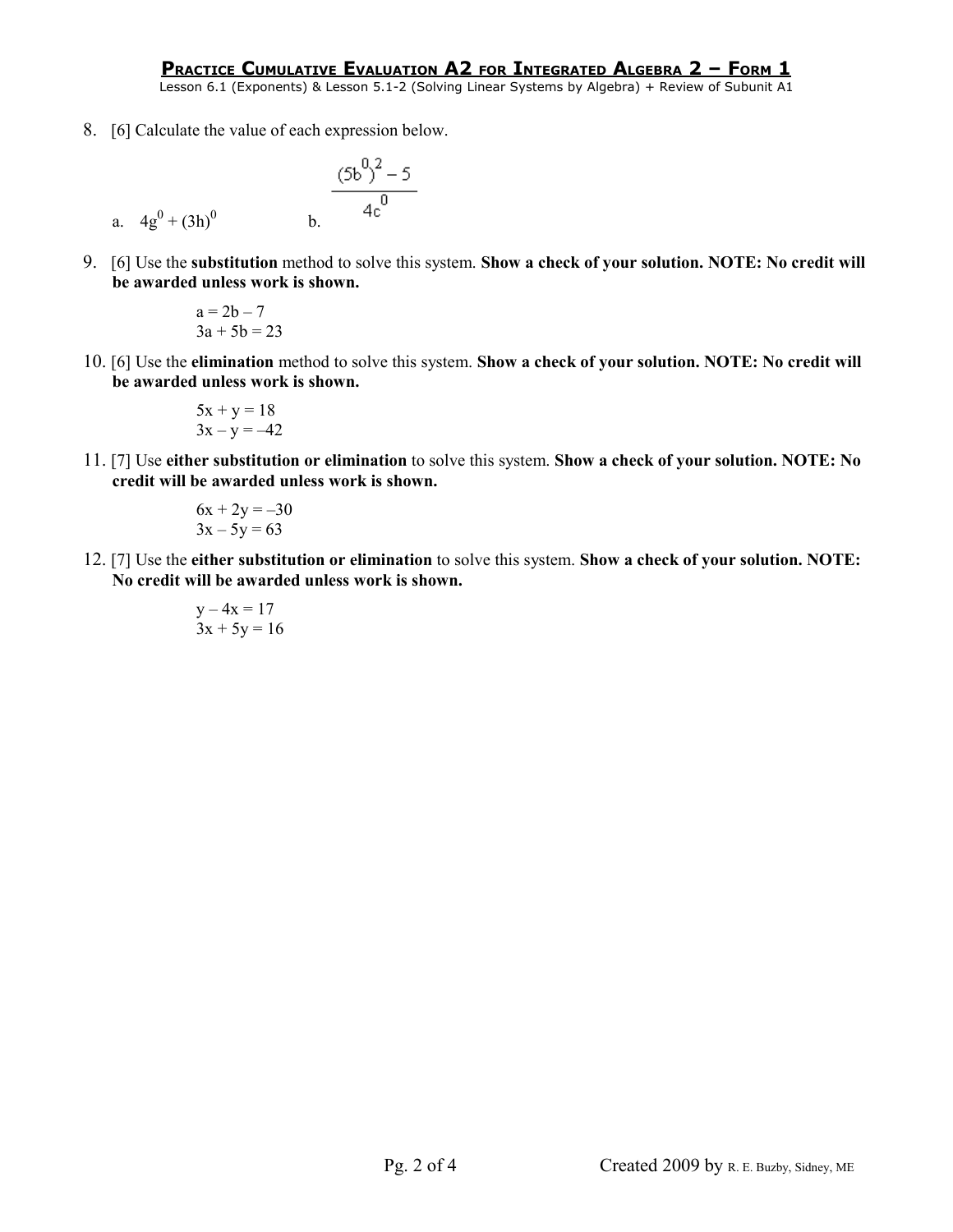# Practice Cumulative Evaluation A2 for Integrated Algebra 2 – Form 1

Lesson 6.1 (Exponents) & Lesson 5.1-2 (Solving Linear Systems by Algebra) + Review of Subunit A1

8. [6] Calculate the value of each expression below.

   a. $4g^0 + (3h)^0$

   b. $\dfrac{(5b^0)^2 - 5}{4c^0}$

9. [6] Use the **substitution** method to solve this system. **Show a check of your solution. NOTE: No credit will be awarded unless work is shown.**

   $a = 2b - 7$
   $3a + 5b = 23$

10. [6] Use the **elimination** method to solve this system. **Show a check of your solution. NOTE: No credit will be awarded unless work is shown.**

    $5x + y = 18$
    $3x - y = -42$

11. [7] Use **either substitution or elimination** to solve this system. **Show a check of your solution. NOTE: No credit will be awarded unless work is shown.**

    $6x + 2y = -30$
    $3x - 5y = 63$

12. [7] Use the **either substitution or elimination** to solve this system. **Show a check of your solution. NOTE: No credit will be awarded unless work is shown.**

    $y - 4x = 17$
    $3x + 5y = 16$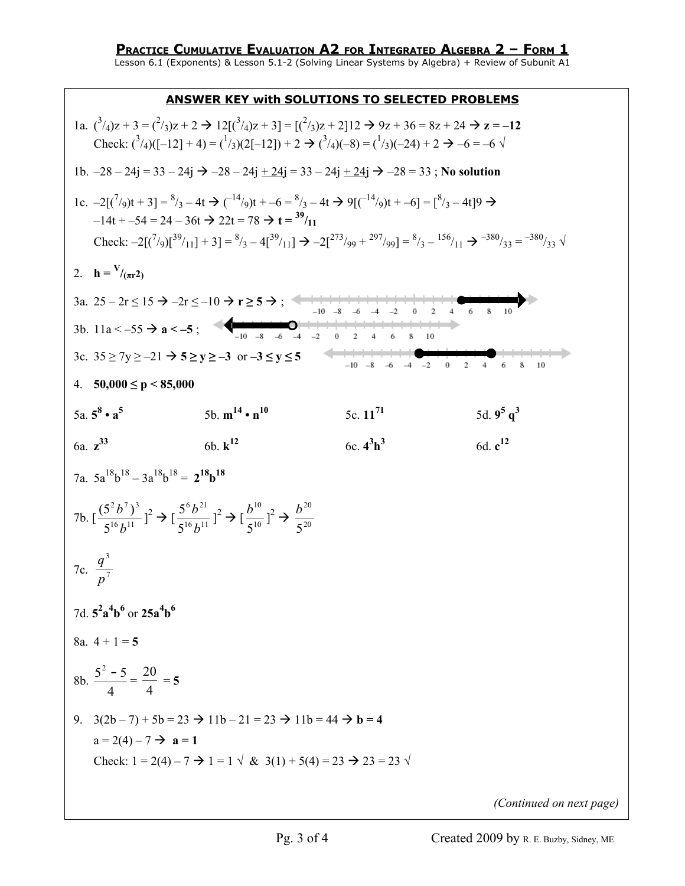## Practice Cumulative Evaluation A2 for Integrated Algebra 2 – Form 1

Lesson 6.1 (Exponents) & Lesson 5.1-2 (Solving Linear Systems by Algebra) + Review of Subunit A1

### ANSWER KEY with SOLUTIONS TO SELECTED PROBLEMS

1a. $(^3/_4)z + 3 = (^2/_3)z + 2 \rightarrow 12[(^3/_4)z + 3] = [(^2/_3)z + 2]12 \rightarrow 9z + 36 = 8z + 24 \rightarrow$ $\mathbf{z = –12}$

Check: $(^3/_4)([–12] + 4) = (^1/_3)(2[–12]) + 2 \rightarrow (^3/_4)(–8) = (^1/_3)(–24) + 2 \rightarrow –6 = –6$ √

1b. $–28 – 24j = 33 – 24j \rightarrow –28 – 24j \underline{+ 24j} = 33 – 24j \underline{+ 24j} \rightarrow –28 = 33$ ; **No solution**

1c. $–2[(^7/_9)t + 3] = {}^8/_3 – 4t \rightarrow (^{–14}/_9)t + –6 = {}^8/_3 – 4t \rightarrow 9[(^{–14}/_9)t + –6] = [^8/_3 – 4t]9 \rightarrow$
$–14t + –54 = 24 – 36t \rightarrow 22t = 78 \rightarrow$ $\mathbf{t = {}^{39}/_{11}}$

Check: $–2[(^7/_9)[^{39}/_{11}] + 3] = {}^8/_3 – 4[^{39}/_{11}] \rightarrow –2[^{273}/_{99} + {}^{297}/_{99}] = {}^8/_3 – {}^{156}/_{11} \rightarrow {}^{–380}/_{33} = {}^{–380}/_{33}$ √

2. $\mathbf{h = {}^V/_{(\pi r^2)}}$

3a. $25 – 2r \le 15 \rightarrow –2r \le –10 \rightarrow$ $\mathbf{r \ge 5}$ → ; [number line: closed dot at 5, shaded to the right]

3b. $11a < –55 \rightarrow$ $\mathbf{a < –5}$ ; [number line: open dot at –5, shaded to the left]

3c. $35 \ge 7y \ge –21 \rightarrow$ $\mathbf{5 \ge y \ge –3}$ or $\mathbf{–3 \le y \le 5}$ [number line: closed dots at –3 and 5, shaded between]

4. $\mathbf{50{,}000 \le p < 85{,}000}$

5a. $\mathbf{5^8 \cdot a^5}$ 5b. $\mathbf{m^{14} \cdot n^{10}}$ 5c. $\mathbf{11^{71}}$ 5d. $\mathbf{9^5\, q^3}$

6a. $\mathbf{z^{33}}$ 6b. $\mathbf{k^{12}}$ 6c. $\mathbf{4^3h^3}$ 6d. $\mathbf{c^{12}}$

7a. $5a^{18}b^{18} – 3a^{18}b^{18} =$ $\mathbf{2^{18}b^{18}}$

7b. $[\frac{(5^2b^7)^3}{5^{16}b^{11}}]^2 \rightarrow [\frac{5^6b^{21}}{5^{16}b^{11}}]^2 \rightarrow [\frac{b^{10}}{5^{10}}]^2 \rightarrow \frac{b^{20}}{5^{20}}$

7c. $\frac{q^3}{p^7}$

7d. $\mathbf{5^2a^4b^6}$ or $\mathbf{25a^4b^6}$

8a. $4 + 1 = \mathbf{5}$

8b. $\frac{5^2 - 5}{4} = \frac{20}{4} = \mathbf{5}$

9. $3(2b – 7) + 5b = 23 \rightarrow 11b – 21 = 23 \rightarrow 11b = 44 \rightarrow$ $\mathbf{b = 4}$

$a = 2(4) – 7 \rightarrow$ $\mathbf{a = 1}$

Check: $1 = 2(4) – 7 \rightarrow 1 = 1$ √ & $3(1) + 5(4) = 23 \rightarrow 23 = 23$ √

*(Continued on next page)*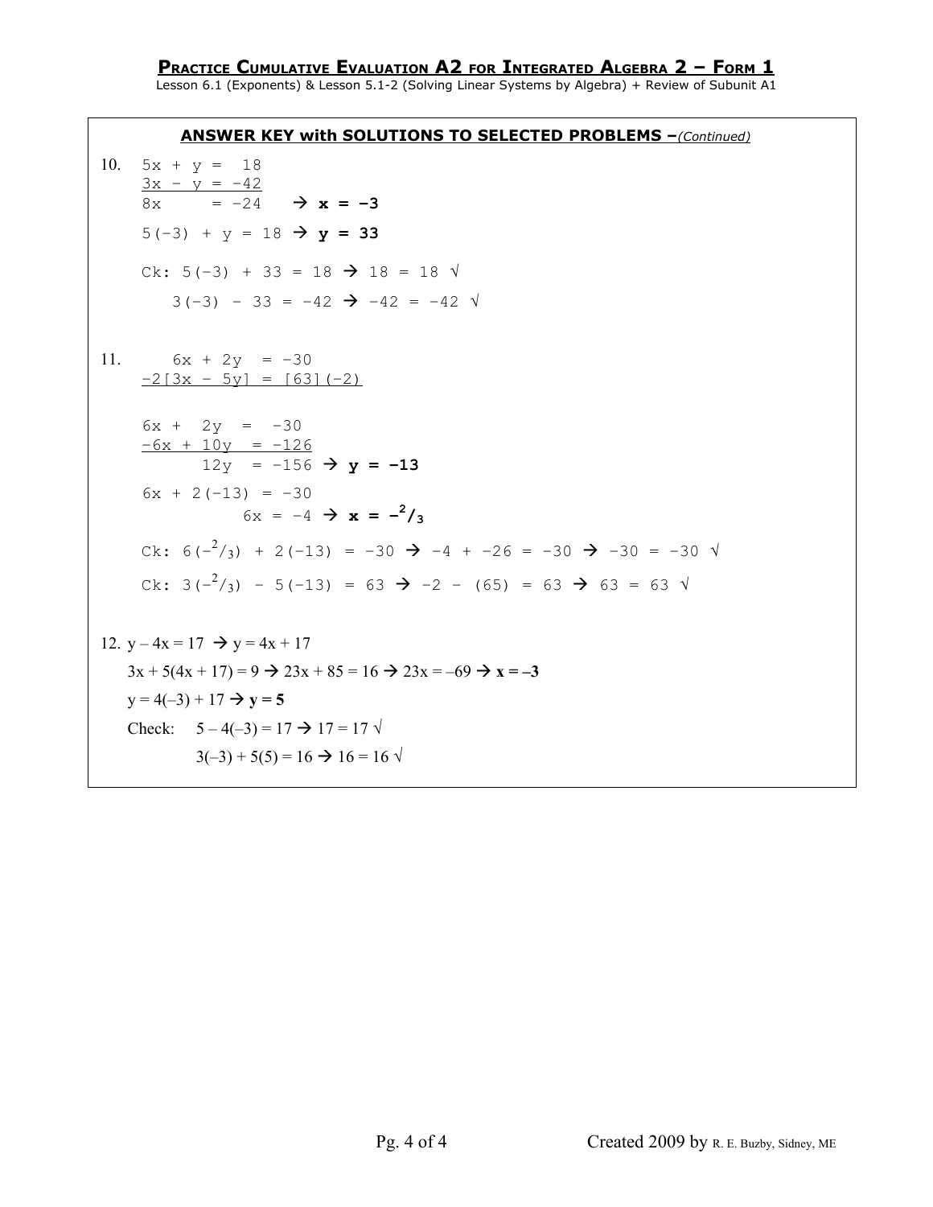## PRACTICE CUMULATIVE EVALUATION A2 FOR INTEGRATED ALGEBRA 2 – FORM 1

Lesson 6.1 (Exponents) & Lesson 5.1-2 (Solving Linear Systems by Algebra) + Review of Subunit A1

### ANSWER KEY with SOLUTIONS TO SELECTED PROBLEMS –*(Continued)*

10.
$$5x + y = 18$$
$$\underline{3x - y = -42}$$
$$8x = -24 \rightarrow \mathbf{x = -3}$$

$5(-3) + y = 18 \rightarrow \mathbf{y = 33}$

Ck: $5(-3) + 33 = 18 \rightarrow 18 = 18$ √

$3(-3) - 33 = -42 \rightarrow -42 = -42$ √

11.
$$6x + 2y = -30$$
$$\underline{-2[3x - 5y] = [63](-2)}$$

$$6x + 2y = -30$$
$$\underline{-6x + 10y = -126}$$
$$12y = -156 \rightarrow \mathbf{y = -13}$$

$6x + 2(-13) = -30$

$6x = -4 \rightarrow \mathbf{x = -{}^{2}/_{3}}$

Ck: $6(-{}^{2}/_{3}) + 2(-13) = -30 \rightarrow -4 + -26 = -30 \rightarrow -30 = -30$ √

Ck: $3(-{}^{2}/_{3}) - 5(-13) = 63 \rightarrow -2 - (65) = 63 \rightarrow 63 = 63$ √

12. $y - 4x = 17 \rightarrow y = 4x + 17$

$3x + 5(4x + 17) = 9 \rightarrow 23x + 85 = 16 \rightarrow 23x = -69 \rightarrow \mathbf{x = -3}$

$y = 4(-3) + 17 \rightarrow \mathbf{y = 5}$

Check: $5 - 4(-3) = 17 \rightarrow 17 = 17$ √

$3(-3) + 5(5) = 16 \rightarrow 16 = 16$ √

Created 2009 by R. E. Buzby, Sidney, ME